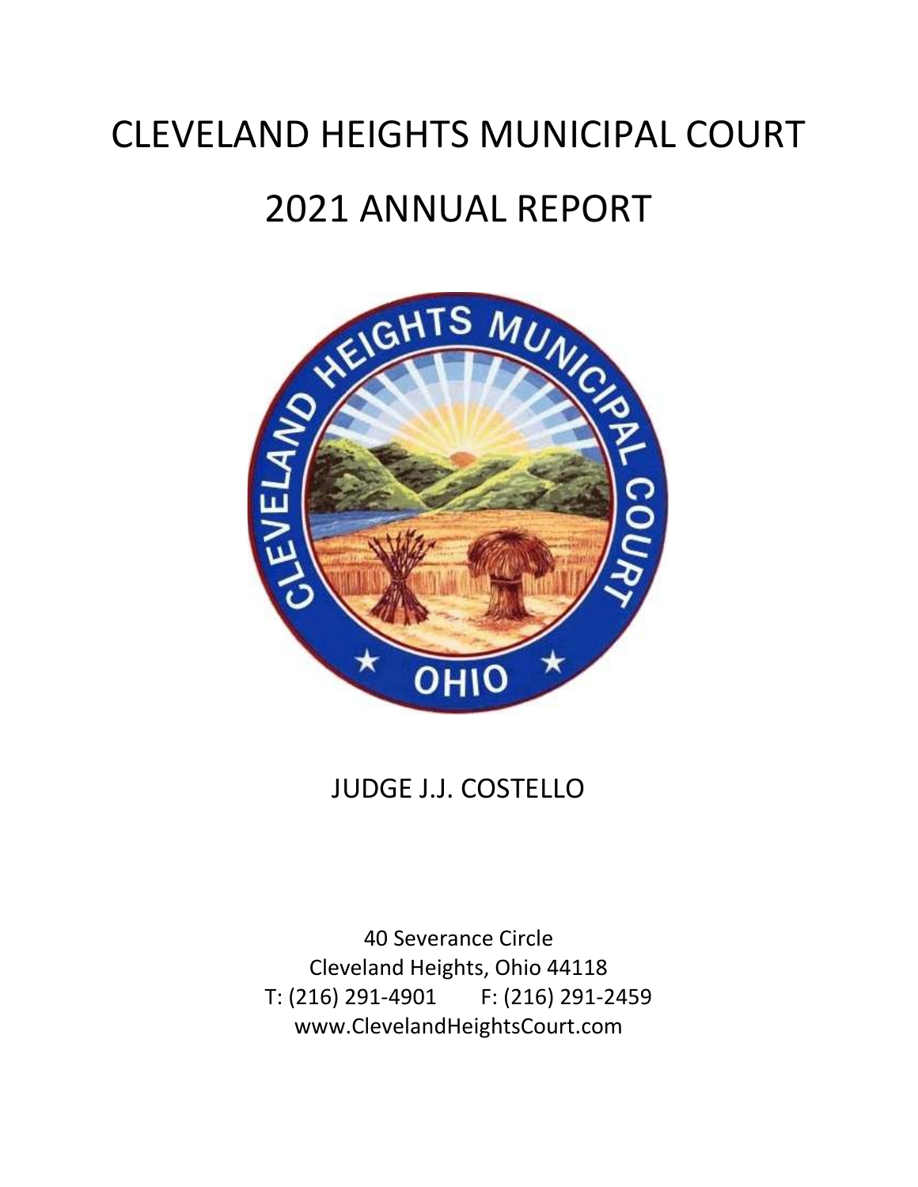# CLEVELAND HEIGHTS MUNICIPAL COURT

# 2021 ANNUAL REPORT

JUDGE J.J. COSTELLO

40 Severance Circle
Cleveland Heights, Ohio 44118
T: (216) 291-4901 F: (216) 291-2459
www.ClevelandHeightsCourt.com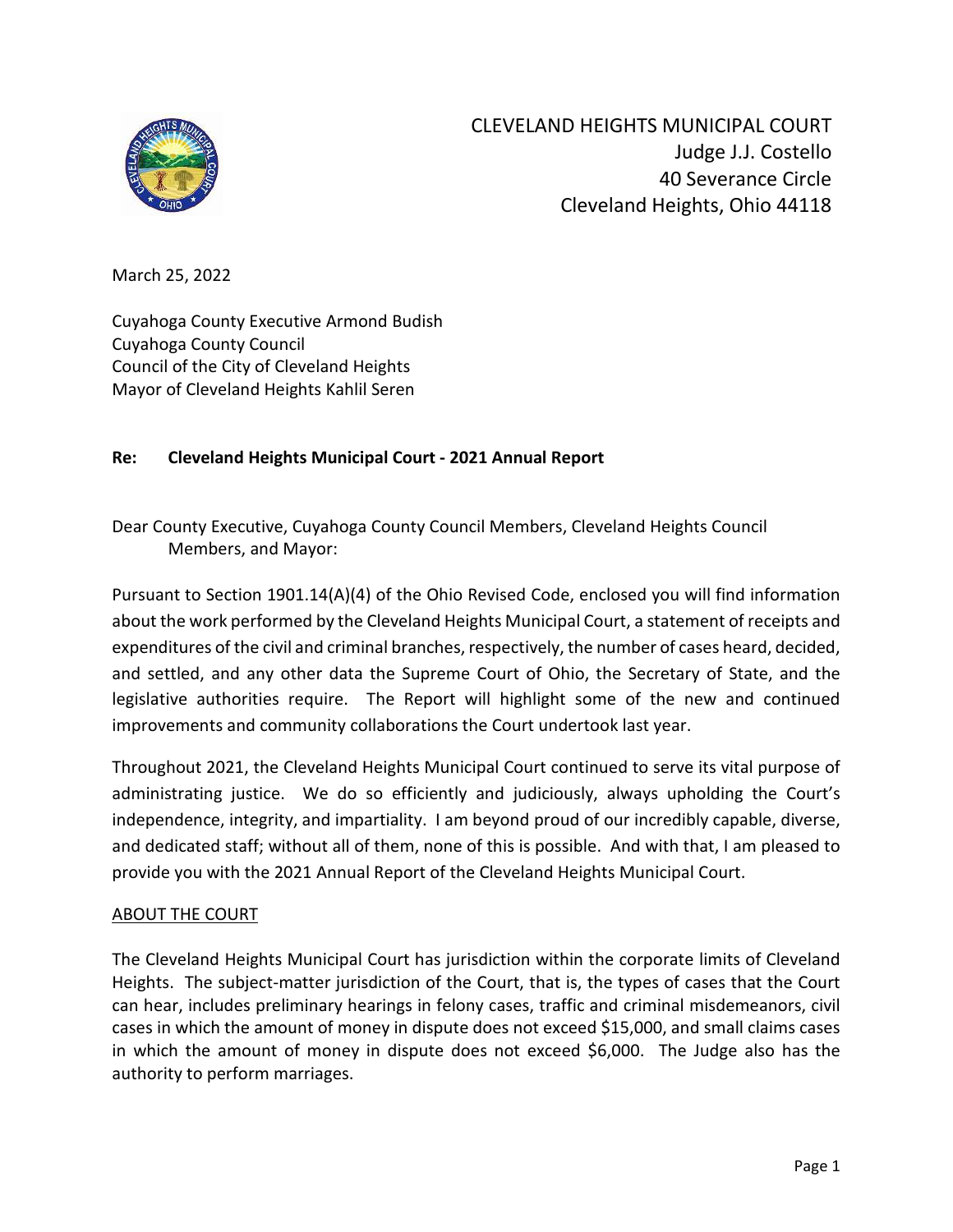CLEVELAND HEIGHTS MUNICIPAL COURT
Judge J.J. Costello
40 Severance Circle
Cleveland Heights, Ohio 44118

March 25, 2022

Cuyahoga County Executive Armond Budish
Cuyahoga County Council
Council of the City of Cleveland Heights
Mayor of Cleveland Heights Kahlil Seren

**Re: Cleveland Heights Municipal Court - 2021 Annual Report**

Dear County Executive, Cuyahoga County Council Members, Cleveland Heights Council Members, and Mayor:

Pursuant to Section 1901.14(A)(4) of the Ohio Revised Code, enclosed you will find information about the work performed by the Cleveland Heights Municipal Court, a statement of receipts and expenditures of the civil and criminal branches, respectively, the number of cases heard, decided, and settled, and any other data the Supreme Court of Ohio, the Secretary of State, and the legislative authorities require. The Report will highlight some of the new and continued improvements and community collaborations the Court undertook last year.

Throughout 2021, the Cleveland Heights Municipal Court continued to serve its vital purpose of administrating justice. We do so efficiently and judiciously, always upholding the Court's independence, integrity, and impartiality. I am beyond proud of our incredibly capable, diverse, and dedicated staff; without all of them, none of this is possible. And with that, I am pleased to provide you with the 2021 Annual Report of the Cleveland Heights Municipal Court.

## ABOUT THE COURT

The Cleveland Heights Municipal Court has jurisdiction within the corporate limits of Cleveland Heights. The subject-matter jurisdiction of the Court, that is, the types of cases that the Court can hear, includes preliminary hearings in felony cases, traffic and criminal misdemeanors, civil cases in which the amount of money in dispute does not exceed $15,000, and small claims cases in which the amount of money in dispute does not exceed $6,000. The Judge also has the authority to perform marriages.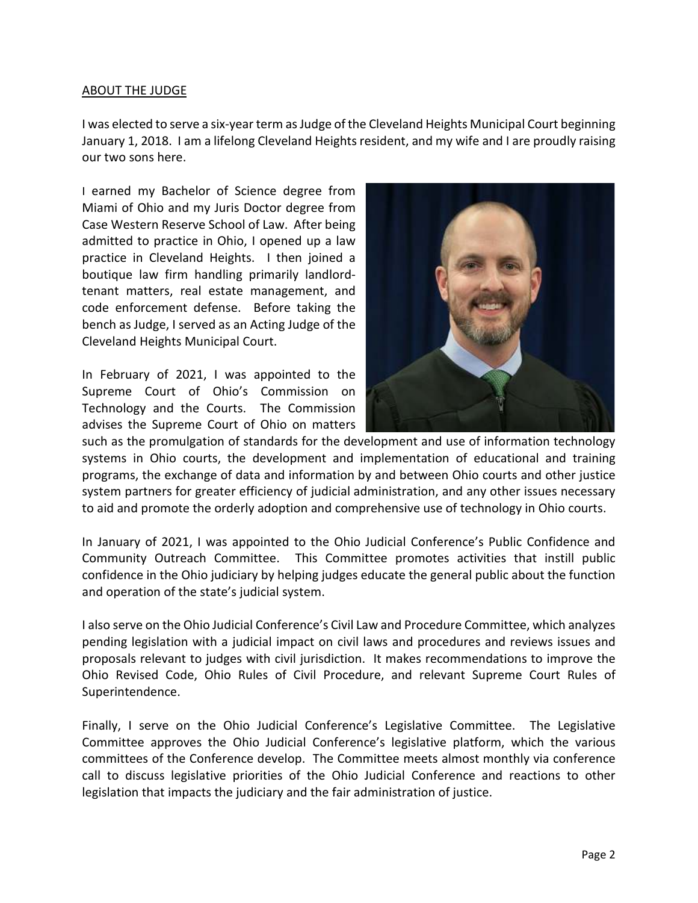## ABOUT THE JUDGE

I was elected to serve a six-year term as Judge of the Cleveland Heights Municipal Court beginning January 1, 2018. I am a lifelong Cleveland Heights resident, and my wife and I are proudly raising our two sons here.

I earned my Bachelor of Science degree from Miami of Ohio and my Juris Doctor degree from Case Western Reserve School of Law. After being admitted to practice in Ohio, I opened up a law practice in Cleveland Heights. I then joined a boutique law firm handling primarily landlord-tenant matters, real estate management, and code enforcement defense. Before taking the bench as Judge, I served as an Acting Judge of the Cleveland Heights Municipal Court.

In February of 2021, I was appointed to the Supreme Court of Ohio's Commission on Technology and the Courts. The Commission advises the Supreme Court of Ohio on matters such as the promulgation of standards for the development and use of information technology systems in Ohio courts, the development and implementation of educational and training programs, the exchange of data and information by and between Ohio courts and other justice system partners for greater efficiency of judicial administration, and any other issues necessary to aid and promote the orderly adoption and comprehensive use of technology in Ohio courts.

In January of 2021, I was appointed to the Ohio Judicial Conference's Public Confidence and Community Outreach Committee. This Committee promotes activities that instill public confidence in the Ohio judiciary by helping judges educate the general public about the function and operation of the state's judicial system.

I also serve on the Ohio Judicial Conference's Civil Law and Procedure Committee, which analyzes pending legislation with a judicial impact on civil laws and procedures and reviews issues and proposals relevant to judges with civil jurisdiction. It makes recommendations to improve the Ohio Revised Code, Ohio Rules of Civil Procedure, and relevant Supreme Court Rules of Superintendence.

Finally, I serve on the Ohio Judicial Conference's Legislative Committee. The Legislative Committee approves the Ohio Judicial Conference's legislative platform, which the various committees of the Conference develop. The Committee meets almost monthly via conference call to discuss legislative priorities of the Ohio Judicial Conference and reactions to other legislation that impacts the judiciary and the fair administration of justice.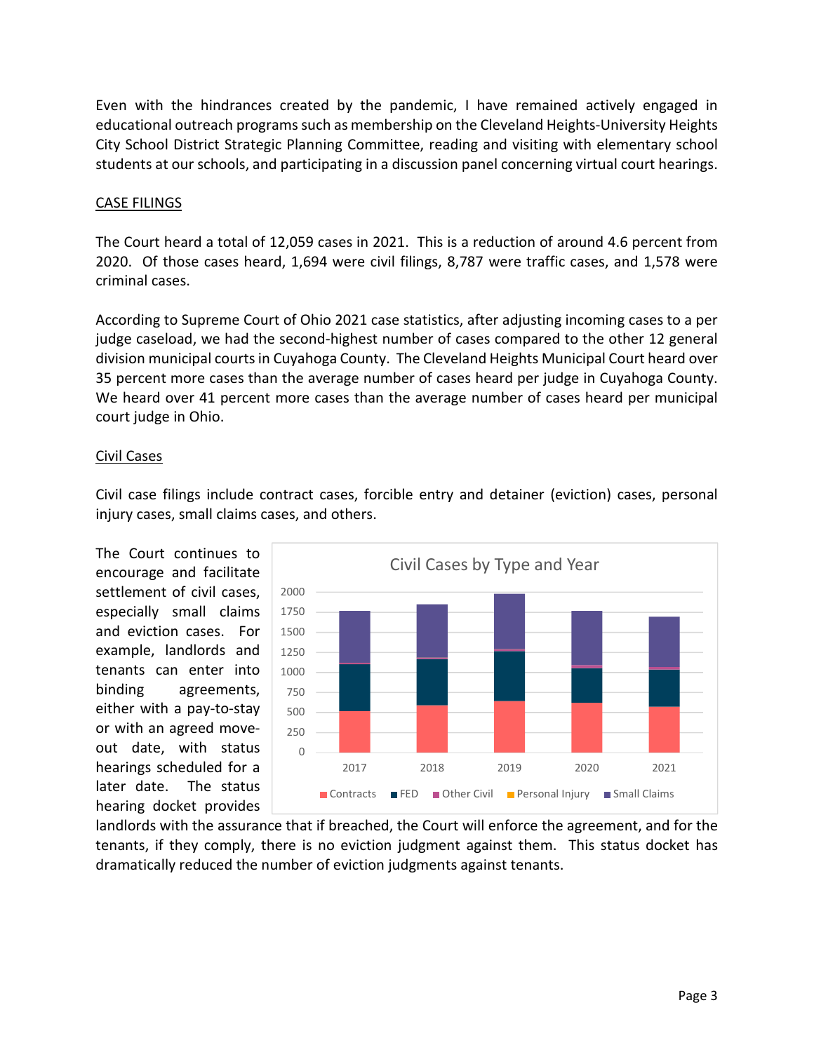Even with the hindrances created by the pandemic, I have remained actively engaged in educational outreach programs such as membership on the Cleveland Heights-University Heights City School District Strategic Planning Committee, reading and visiting with elementary school students at our schools, and participating in a discussion panel concerning virtual court hearings.

## CASE FILINGS

The Court heard a total of 12,059 cases in 2021. This is a reduction of around 4.6 percent from 2020. Of those cases heard, 1,694 were civil filings, 8,787 were traffic cases, and 1,578 were criminal cases.

According to Supreme Court of Ohio 2021 case statistics, after adjusting incoming cases to a per judge caseload, we had the second-highest number of cases compared to the other 12 general division municipal courts in Cuyahoga County. The Cleveland Heights Municipal Court heard over 35 percent more cases than the average number of cases heard per judge in Cuyahoga County. We heard over 41 percent more cases than the average number of cases heard per municipal court judge in Ohio.

### Civil Cases

Civil case filings include contract cases, forcible entry and detainer (eviction) cases, personal injury cases, small claims cases, and others.

The Court continues to encourage and facilitate settlement of civil cases, especially small claims and eviction cases. For example, landlords and tenants can enter into binding agreements, either with a pay-to-stay or with an agreed move-out date, with status hearings scheduled for a later date. The status hearing docket provides landlords with the assurance that if breached, the Court will enforce the agreement, and for the tenants, if they comply, there is no eviction judgment against them. This status docket has dramatically reduced the number of eviction judgments against tenants.

Civil Cases by Type and Year

Legend: Contracts, FED, Other Civil, Personal Injury, Small Claims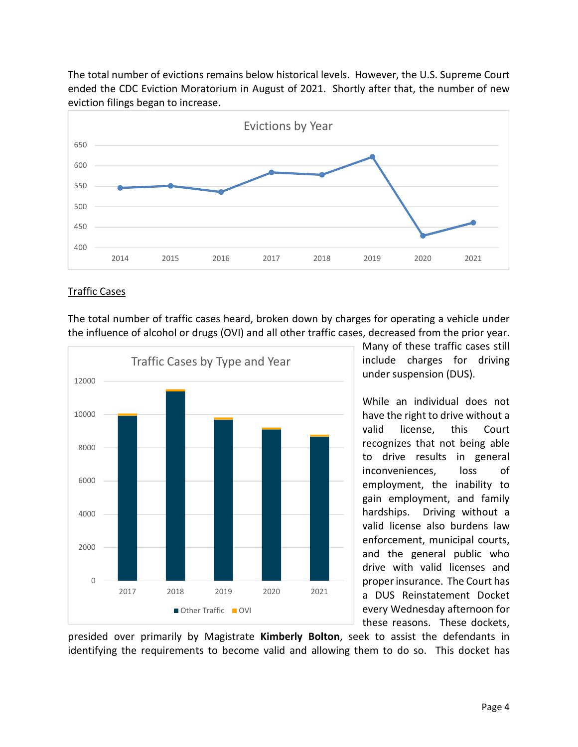The total number of evictions remains below historical levels. However, the U.S. Supreme Court ended the CDC Eviction Moratorium in August of 2021. Shortly after that, the number of new eviction filings began to increase.

Traffic Cases

The total number of traffic cases heard, broken down by charges for operating a vehicle under the influence of alcohol or drugs (OVI) and all other traffic cases, decreased from the prior year. Many of these traffic cases still include charges for driving under suspension (DUS).

While an individual does not have the right to drive without a valid license, this Court recognizes that not being able to drive results in general inconveniences, loss of employment, the inability to gain employment, and family hardships. Driving without a valid license also burdens law enforcement, municipal courts, and the general public who drive with valid licenses and proper insurance. The Court has a DUS Reinstatement Docket every Wednesday afternoon for these reasons. These dockets, presided over primarily by Magistrate **Kimberly Bolton**, seek to assist the defendants in identifying the requirements to become valid and allowing them to do so. This docket has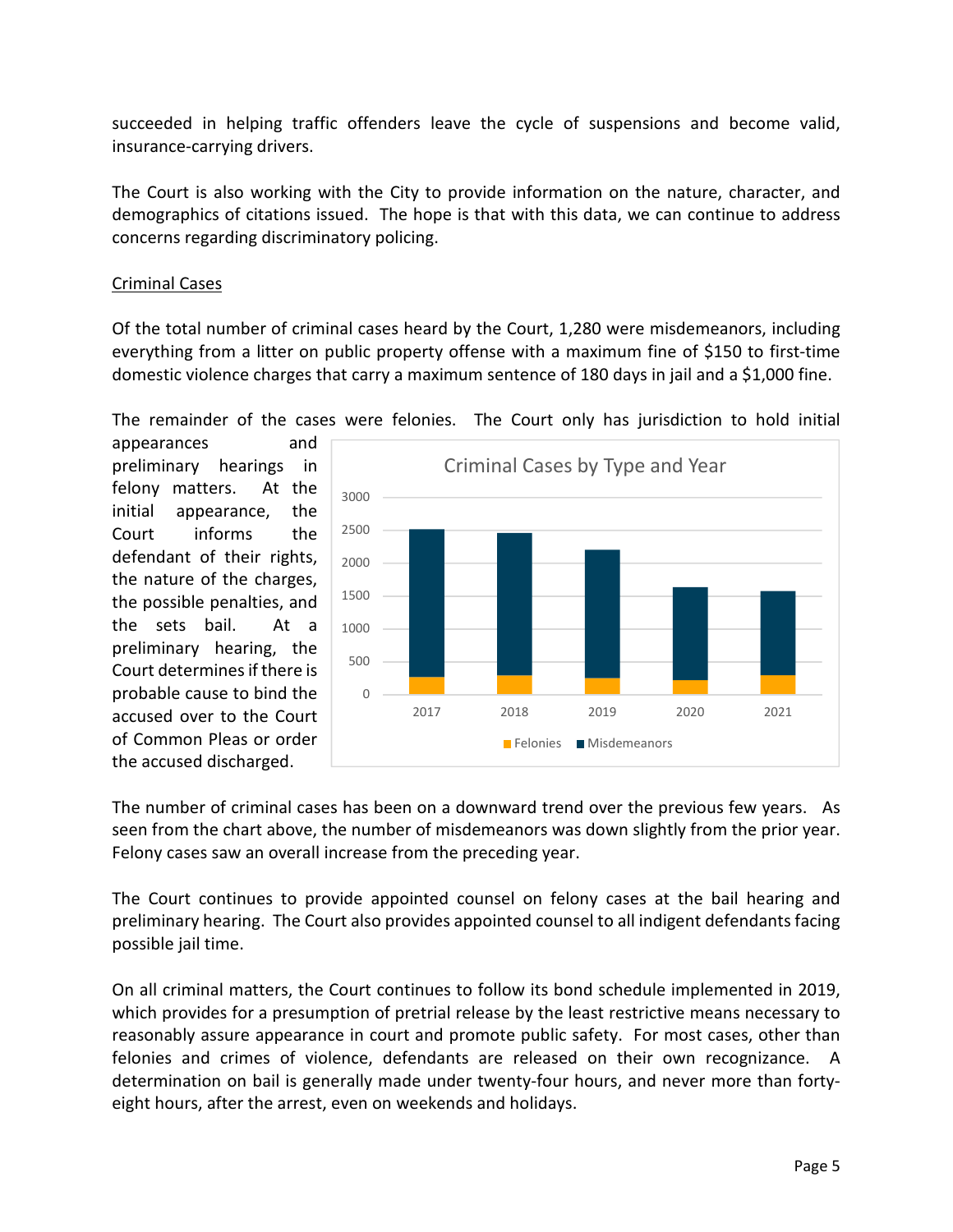succeeded in helping traffic offenders leave the cycle of suspensions and become valid, insurance-carrying drivers.

The Court is also working with the City to provide information on the nature, character, and demographics of citations issued. The hope is that with this data, we can continue to address concerns regarding discriminatory policing.

Criminal Cases

Of the total number of criminal cases heard by the Court, 1,280 were misdemeanors, including everything from a litter on public property offense with a maximum fine of $150 to first-time domestic violence charges that carry a maximum sentence of 180 days in jail and a $1,000 fine.

The remainder of the cases were felonies. The Court only has jurisdiction to hold initial appearances and preliminary hearings in felony matters. At the initial appearance, the Court informs the defendant of their rights, the nature of the charges, the possible penalties, and the sets bail. At a preliminary hearing, the Court determines if there is probable cause to bind the accused over to the Court of Common Pleas or order the accused discharged.

The number of criminal cases has been on a downward trend over the previous few years. As seen from the chart above, the number of misdemeanors was down slightly from the prior year. Felony cases saw an overall increase from the preceding year.

The Court continues to provide appointed counsel on felony cases at the bail hearing and preliminary hearing. The Court also provides appointed counsel to all indigent defendants facing possible jail time.

On all criminal matters, the Court continues to follow its bond schedule implemented in 2019, which provides for a presumption of pretrial release by the least restrictive means necessary to reasonably assure appearance in court and promote public safety. For most cases, other than felonies and crimes of violence, defendants are released on their own recognizance. A determination on bail is generally made under twenty-four hours, and never more than forty-eight hours, after the arrest, even on weekends and holidays.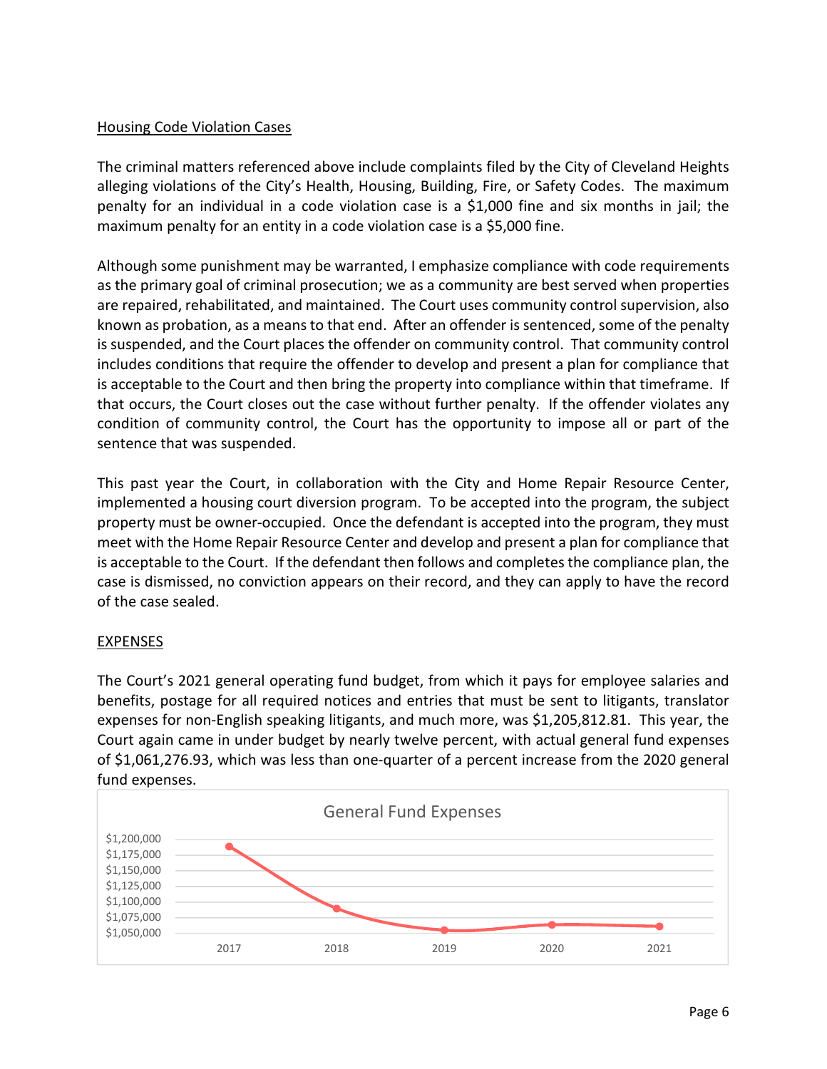Housing Code Violation Cases

The criminal matters referenced above include complaints filed by the City of Cleveland Heights alleging violations of the City's Health, Housing, Building, Fire, or Safety Codes. The maximum penalty for an individual in a code violation case is a $1,000 fine and six months in jail; the maximum penalty for an entity in a code violation case is a $5,000 fine.

Although some punishment may be warranted, I emphasize compliance with code requirements as the primary goal of criminal prosecution; we as a community are best served when properties are repaired, rehabilitated, and maintained. The Court uses community control supervision, also known as probation, as a means to that end. After an offender is sentenced, some of the penalty is suspended, and the Court places the offender on community control. That community control includes conditions that require the offender to develop and present a plan for compliance that is acceptable to the Court and then bring the property into compliance within that timeframe. If that occurs, the Court closes out the case without further penalty. If the offender violates any condition of community control, the Court has the opportunity to impose all or part of the sentence that was suspended.

This past year the Court, in collaboration with the City and Home Repair Resource Center, implemented a housing court diversion program. To be accepted into the program, the subject property must be owner-occupied. Once the defendant is accepted into the program, they must meet with the Home Repair Resource Center and develop and present a plan for compliance that is acceptable to the Court. If the defendant then follows and completes the compliance plan, the case is dismissed, no conviction appears on their record, and they can apply to have the record of the case sealed.

EXPENSES

The Court's 2021 general operating fund budget, from which it pays for employee salaries and benefits, postage for all required notices and entries that must be sent to litigants, translator expenses for non-English speaking litigants, and much more, was $1,205,812.81. This year, the Court again came in under budget by nearly twelve percent, with actual general fund expenses of $1,061,276.93, which was less than one-quarter of a percent increase from the 2020 general fund expenses.

General Fund Expenses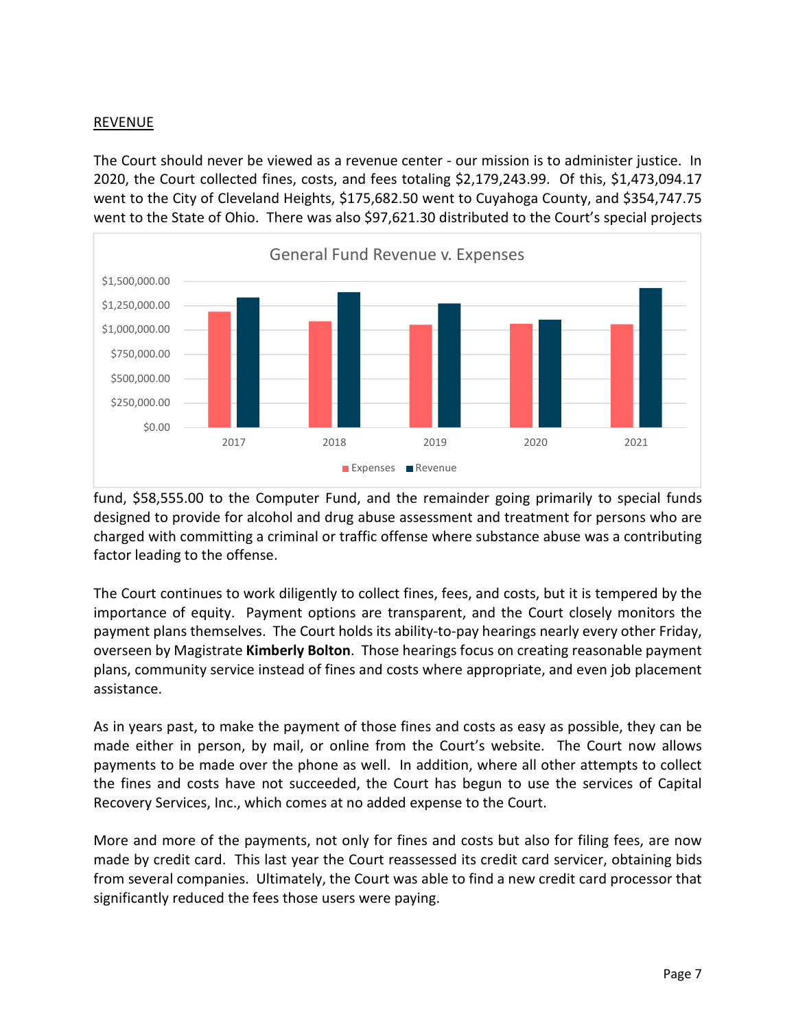## REVENUE

The Court should never be viewed as a revenue center - our mission is to administer justice. In 2020, the Court collected fines, costs, and fees totaling $2,179,243.99. Of this, $1,473,094.17 went to the City of Cleveland Heights, $175,682.50 went to Cuyahoga County, and $354,747.75 went to the State of Ohio. There was also $97,621.30 distributed to the Court's special projects fund, $58,555.00 to the Computer Fund, and the remainder going primarily to special funds designed to provide for alcohol and drug abuse assessment and treatment for persons who are charged with committing a criminal or traffic offense where substance abuse was a contributing factor leading to the offense.

The Court continues to work diligently to collect fines, fees, and costs, but it is tempered by the importance of equity. Payment options are transparent, and the Court closely monitors the payment plans themselves. The Court holds its ability-to-pay hearings nearly every other Friday, overseen by Magistrate **Kimberly Bolton**. Those hearings focus on creating reasonable payment plans, community service instead of fines and costs where appropriate, and even job placement assistance.

As in years past, to make the payment of those fines and costs as easy as possible, they can be made either in person, by mail, or online from the Court's website. The Court now allows payments to be made over the phone as well. In addition, where all other attempts to collect the fines and costs have not succeeded, the Court has begun to use the services of Capital Recovery Services, Inc., which comes at no added expense to the Court.

More and more of the payments, not only for fines and costs but also for filing fees, are now made by credit card. This last year the Court reassessed its credit card servicer, obtaining bids from several companies. Ultimately, the Court was able to find a new credit card processor that significantly reduced the fees those users were paying.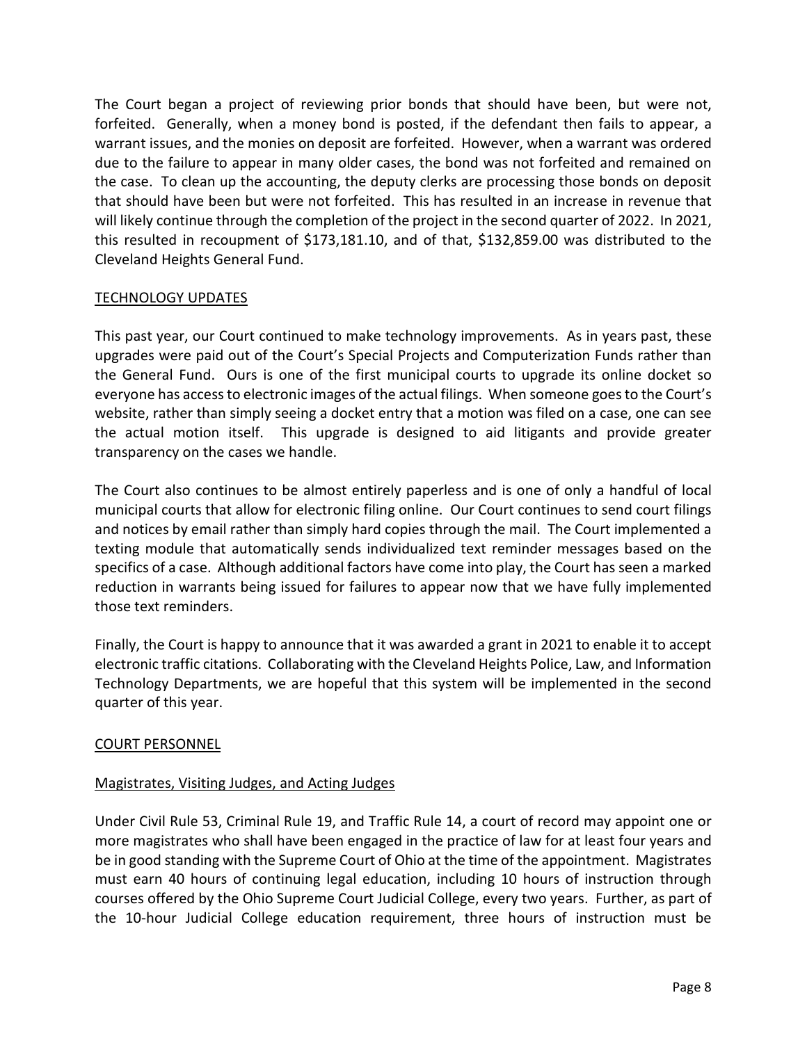The Court began a project of reviewing prior bonds that should have been, but were not, forfeited. Generally, when a money bond is posted, if the defendant then fails to appear, a warrant issues, and the monies on deposit are forfeited. However, when a warrant was ordered due to the failure to appear in many older cases, the bond was not forfeited and remained on the case. To clean up the accounting, the deputy clerks are processing those bonds on deposit that should have been but were not forfeited. This has resulted in an increase in revenue that will likely continue through the completion of the project in the second quarter of 2022. In 2021, this resulted in recoupment of $173,181.10, and of that, $132,859.00 was distributed to the Cleveland Heights General Fund.

## TECHNOLOGY UPDATES

This past year, our Court continued to make technology improvements. As in years past, these upgrades were paid out of the Court's Special Projects and Computerization Funds rather than the General Fund. Ours is one of the first municipal courts to upgrade its online docket so everyone has access to electronic images of the actual filings. When someone goes to the Court's website, rather than simply seeing a docket entry that a motion was filed on a case, one can see the actual motion itself. This upgrade is designed to aid litigants and provide greater transparency on the cases we handle.

The Court also continues to be almost entirely paperless and is one of only a handful of local municipal courts that allow for electronic filing online. Our Court continues to send court filings and notices by email rather than simply hard copies through the mail. The Court implemented a texting module that automatically sends individualized text reminder messages based on the specifics of a case. Although additional factors have come into play, the Court has seen a marked reduction in warrants being issued for failures to appear now that we have fully implemented those text reminders.

Finally, the Court is happy to announce that it was awarded a grant in 2021 to enable it to accept electronic traffic citations. Collaborating with the Cleveland Heights Police, Law, and Information Technology Departments, we are hopeful that this system will be implemented in the second quarter of this year.

## COURT PERSONNEL

### Magistrates, Visiting Judges, and Acting Judges

Under Civil Rule 53, Criminal Rule 19, and Traffic Rule 14, a court of record may appoint one or more magistrates who shall have been engaged in the practice of law for at least four years and be in good standing with the Supreme Court of Ohio at the time of the appointment. Magistrates must earn 40 hours of continuing legal education, including 10 hours of instruction through courses offered by the Ohio Supreme Court Judicial College, every two years. Further, as part of the 10-hour Judicial College education requirement, three hours of instruction must be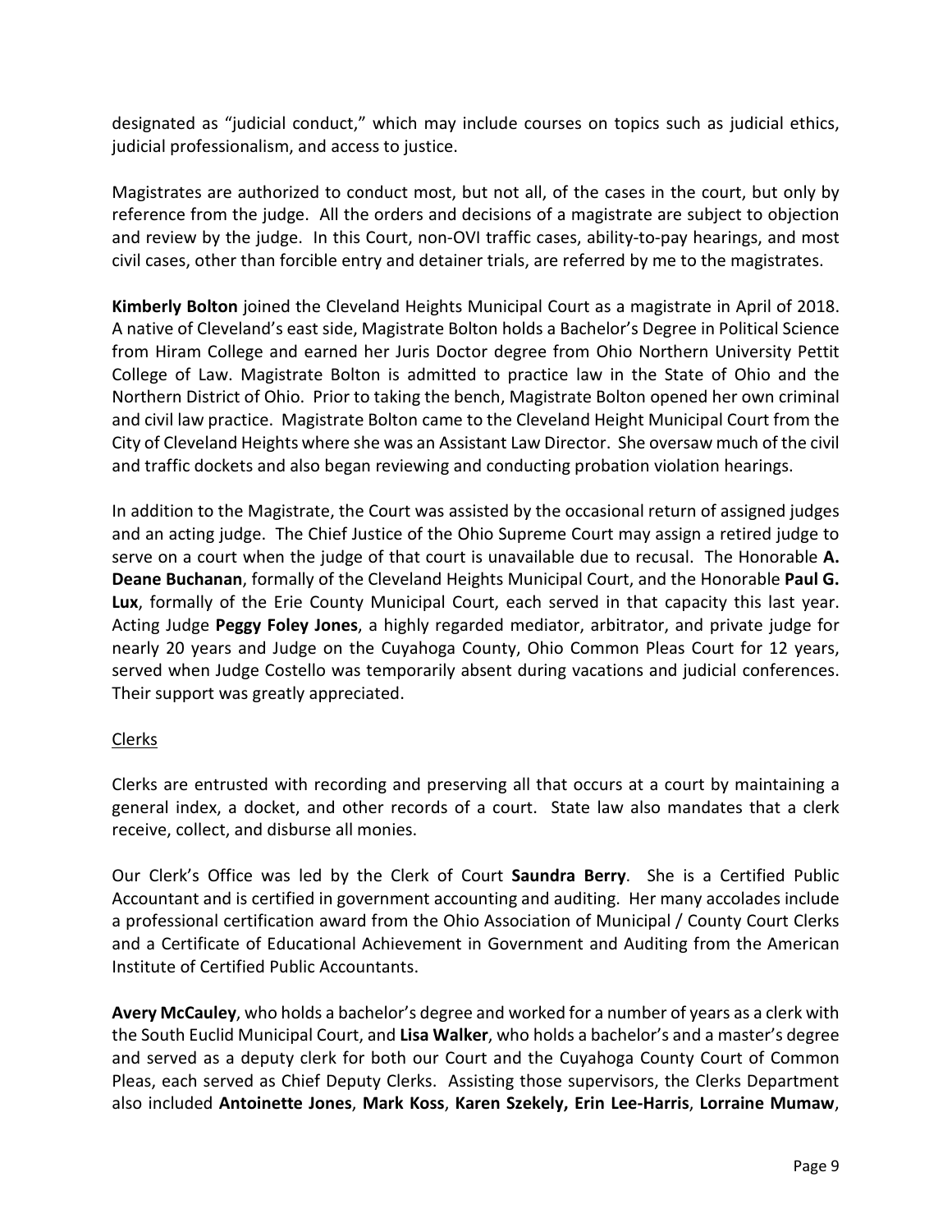designated as "judicial conduct," which may include courses on topics such as judicial ethics, judicial professionalism, and access to justice.

Magistrates are authorized to conduct most, but not all, of the cases in the court, but only by reference from the judge. All the orders and decisions of a magistrate are subject to objection and review by the judge. In this Court, non-OVI traffic cases, ability-to-pay hearings, and most civil cases, other than forcible entry and detainer trials, are referred by me to the magistrates.

**Kimberly Bolton** joined the Cleveland Heights Municipal Court as a magistrate in April of 2018. A native of Cleveland's east side, Magistrate Bolton holds a Bachelor's Degree in Political Science from Hiram College and earned her Juris Doctor degree from Ohio Northern University Pettit College of Law. Magistrate Bolton is admitted to practice law in the State of Ohio and the Northern District of Ohio. Prior to taking the bench, Magistrate Bolton opened her own criminal and civil law practice. Magistrate Bolton came to the Cleveland Height Municipal Court from the City of Cleveland Heights where she was an Assistant Law Director. She oversaw much of the civil and traffic dockets and also began reviewing and conducting probation violation hearings.

In addition to the Magistrate, the Court was assisted by the occasional return of assigned judges and an acting judge. The Chief Justice of the Ohio Supreme Court may assign a retired judge to serve on a court when the judge of that court is unavailable due to recusal. The Honorable **A. Deane Buchanan**, formally of the Cleveland Heights Municipal Court, and the Honorable **Paul G. Lux**, formally of the Erie County Municipal Court, each served in that capacity this last year. Acting Judge **Peggy Foley Jones**, a highly regarded mediator, arbitrator, and private judge for nearly 20 years and Judge on the Cuyahoga County, Ohio Common Pleas Court for 12 years, served when Judge Costello was temporarily absent during vacations and judicial conferences. Their support was greatly appreciated.

## Clerks

Clerks are entrusted with recording and preserving all that occurs at a court by maintaining a general index, a docket, and other records of a court. State law also mandates that a clerk receive, collect, and disburse all monies.

Our Clerk's Office was led by the Clerk of Court **Saundra Berry**. She is a Certified Public Accountant and is certified in government accounting and auditing. Her many accolades include a professional certification award from the Ohio Association of Municipal / County Court Clerks and a Certificate of Educational Achievement in Government and Auditing from the American Institute of Certified Public Accountants.

**Avery McCauley**, who holds a bachelor's degree and worked for a number of years as a clerk with the South Euclid Municipal Court, and **Lisa Walker**, who holds a bachelor's and a master's degree and served as a deputy clerk for both our Court and the Cuyahoga County Court of Common Pleas, each served as Chief Deputy Clerks. Assisting those supervisors, the Clerks Department also included **Antoinette Jones**, **Mark Koss**, **Karen Szekely, Erin Lee-Harris**, **Lorraine Mumaw**,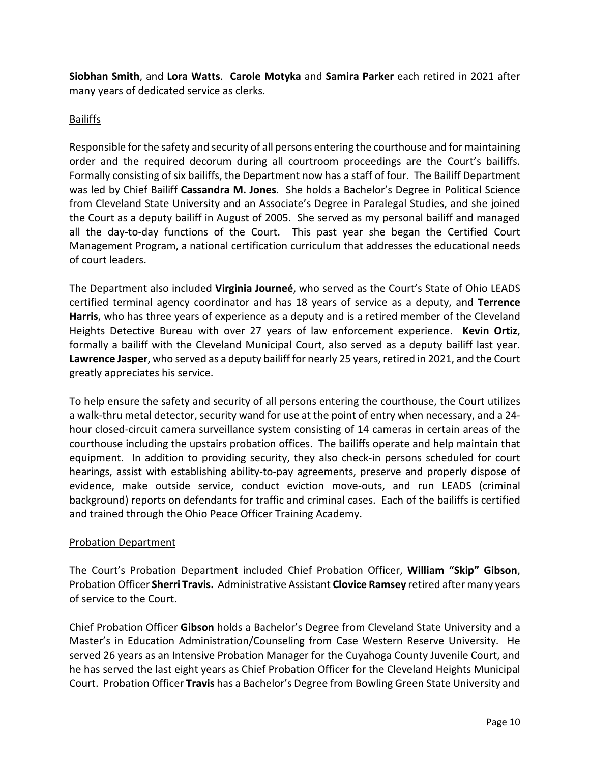**Siobhan Smith**, and **Lora Watts**. **Carole Motyka** and **Samira Parker** each retired in 2021 after many years of dedicated service as clerks.

## Bailiffs

Responsible for the safety and security of all persons entering the courthouse and for maintaining order and the required decorum during all courtroom proceedings are the Court's bailiffs. Formally consisting of six bailiffs, the Department now has a staff of four. The Bailiff Department was led by Chief Bailiff **Cassandra M. Jones**. She holds a Bachelor's Degree in Political Science from Cleveland State University and an Associate's Degree in Paralegal Studies, and she joined the Court as a deputy bailiff in August of 2005. She served as my personal bailiff and managed all the day-to-day functions of the Court. This past year she began the Certified Court Management Program, a national certification curriculum that addresses the educational needs of court leaders.

The Department also included **Virginia Journeé**, who served as the Court's State of Ohio LEADS certified terminal agency coordinator and has 18 years of service as a deputy, and **Terrence Harris**, who has three years of experience as a deputy and is a retired member of the Cleveland Heights Detective Bureau with over 27 years of law enforcement experience. **Kevin Ortiz**, formally a bailiff with the Cleveland Municipal Court, also served as a deputy bailiff last year. **Lawrence Jasper**, who served as a deputy bailiff for nearly 25 years, retired in 2021, and the Court greatly appreciates his service.

To help ensure the safety and security of all persons entering the courthouse, the Court utilizes a walk-thru metal detector, security wand for use at the point of entry when necessary, and a 24-hour closed-circuit camera surveillance system consisting of 14 cameras in certain areas of the courthouse including the upstairs probation offices. The bailiffs operate and help maintain that equipment. In addition to providing security, they also check-in persons scheduled for court hearings, assist with establishing ability-to-pay agreements, preserve and properly dispose of evidence, make outside service, conduct eviction move-outs, and run LEADS (criminal background) reports on defendants for traffic and criminal cases. Each of the bailiffs is certified and trained through the Ohio Peace Officer Training Academy.

## Probation Department

The Court's Probation Department included Chief Probation Officer, **William "Skip" Gibson**, Probation Officer **Sherri Travis.** Administrative Assistant **Clovice Ramsey** retired after many years of service to the Court.

Chief Probation Officer **Gibson** holds a Bachelor's Degree from Cleveland State University and a Master's in Education Administration/Counseling from Case Western Reserve University. He served 26 years as an Intensive Probation Manager for the Cuyahoga County Juvenile Court, and he has served the last eight years as Chief Probation Officer for the Cleveland Heights Municipal Court. Probation Officer **Travis** has a Bachelor's Degree from Bowling Green State University and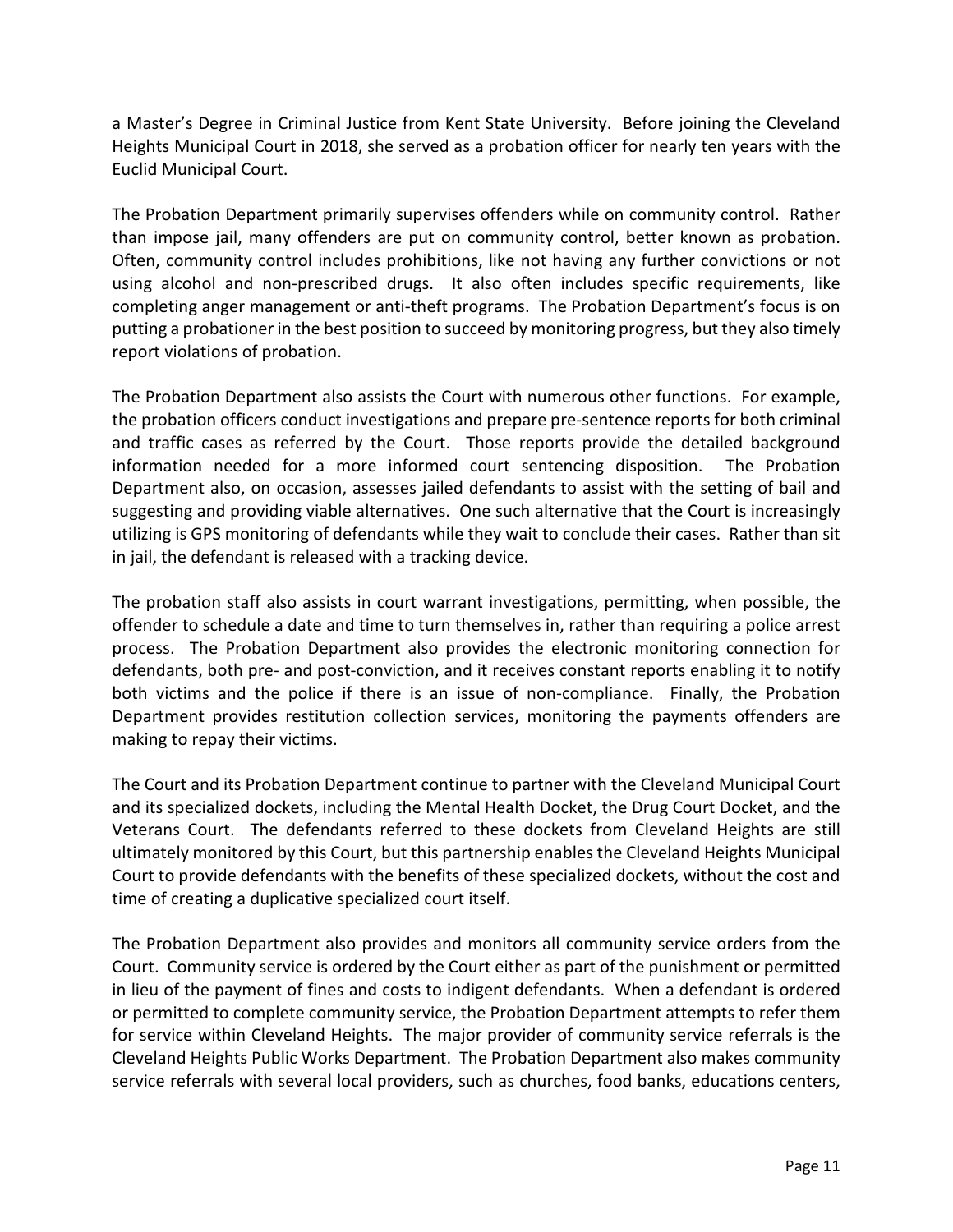a Master's Degree in Criminal Justice from Kent State University. Before joining the Cleveland Heights Municipal Court in 2018, she served as a probation officer for nearly ten years with the Euclid Municipal Court.

The Probation Department primarily supervises offenders while on community control. Rather than impose jail, many offenders are put on community control, better known as probation. Often, community control includes prohibitions, like not having any further convictions or not using alcohol and non-prescribed drugs. It also often includes specific requirements, like completing anger management or anti-theft programs. The Probation Department's focus is on putting a probationer in the best position to succeed by monitoring progress, but they also timely report violations of probation.

The Probation Department also assists the Court with numerous other functions. For example, the probation officers conduct investigations and prepare pre-sentence reports for both criminal and traffic cases as referred by the Court. Those reports provide the detailed background information needed for a more informed court sentencing disposition. The Probation Department also, on occasion, assesses jailed defendants to assist with the setting of bail and suggesting and providing viable alternatives. One such alternative that the Court is increasingly utilizing is GPS monitoring of defendants while they wait to conclude their cases. Rather than sit in jail, the defendant is released with a tracking device.

The probation staff also assists in court warrant investigations, permitting, when possible, the offender to schedule a date and time to turn themselves in, rather than requiring a police arrest process. The Probation Department also provides the electronic monitoring connection for defendants, both pre- and post-conviction, and it receives constant reports enabling it to notify both victims and the police if there is an issue of non-compliance. Finally, the Probation Department provides restitution collection services, monitoring the payments offenders are making to repay their victims.

The Court and its Probation Department continue to partner with the Cleveland Municipal Court and its specialized dockets, including the Mental Health Docket, the Drug Court Docket, and the Veterans Court. The defendants referred to these dockets from Cleveland Heights are still ultimately monitored by this Court, but this partnership enables the Cleveland Heights Municipal Court to provide defendants with the benefits of these specialized dockets, without the cost and time of creating a duplicative specialized court itself.

The Probation Department also provides and monitors all community service orders from the Court. Community service is ordered by the Court either as part of the punishment or permitted in lieu of the payment of fines and costs to indigent defendants. When a defendant is ordered or permitted to complete community service, the Probation Department attempts to refer them for service within Cleveland Heights. The major provider of community service referrals is the Cleveland Heights Public Works Department. The Probation Department also makes community service referrals with several local providers, such as churches, food banks, educations centers,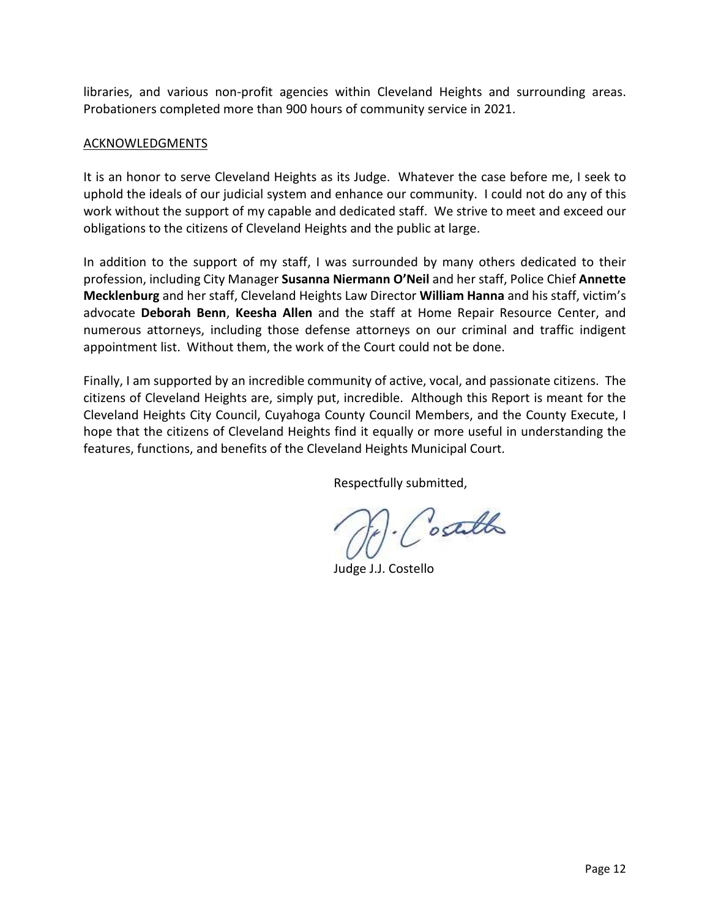libraries, and various non-profit agencies within Cleveland Heights and surrounding areas. Probationers completed more than 900 hours of community service in 2021.

## ACKNOWLEDGMENTS

It is an honor to serve Cleveland Heights as its Judge. Whatever the case before me, I seek to uphold the ideals of our judicial system and enhance our community. I could not do any of this work without the support of my capable and dedicated staff. We strive to meet and exceed our obligations to the citizens of Cleveland Heights and the public at large.

In addition to the support of my staff, I was surrounded by many others dedicated to their profession, including City Manager **Susanna Niermann O'Neil** and her staff, Police Chief **Annette Mecklenburg** and her staff, Cleveland Heights Law Director **William Hanna** and his staff, victim's advocate **Deborah Benn**, **Keesha Allen** and the staff at Home Repair Resource Center, and numerous attorneys, including those defense attorneys on our criminal and traffic indigent appointment list. Without them, the work of the Court could not be done.

Finally, I am supported by an incredible community of active, vocal, and passionate citizens. The citizens of Cleveland Heights are, simply put, incredible. Although this Report is meant for the Cleveland Heights City Council, Cuyahoga County Council Members, and the County Execute, I hope that the citizens of Cleveland Heights find it equally or more useful in understanding the features, functions, and benefits of the Cleveland Heights Municipal Court.

Respectfully submitted,

Judge J.J. Costello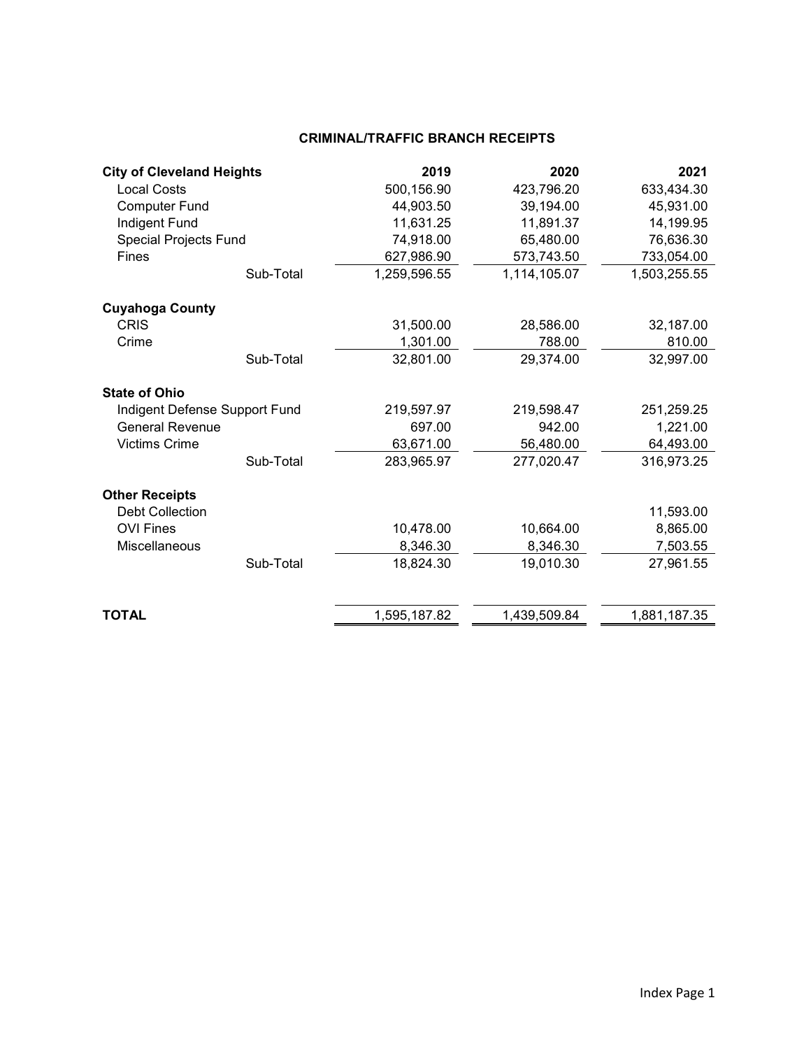## CRIMINAL/TRAFFIC BRANCH RECEIPTS

| | 2019 | 2020 | 2021 |
|---|---|---|---|
| **City of Cleveland Heights** | | | |
| Local Costs | 500,156.90 | 423,796.20 | 633,434.30 |
| Computer Fund | 44,903.50 | 39,194.00 | 45,931.00 |
| Indigent Fund | 11,631.25 | 11,891.37 | 14,199.95 |
| Special Projects Fund | 74,918.00 | 65,480.00 | 76,636.30 |
| Fines | 627,986.90 | 573,743.50 | 733,054.00 |
| Sub-Total | 1,259,596.55 | 1,114,105.07 | 1,503,255.55 |
| **Cuyahoga County** | | | |
| CRIS | 31,500.00 | 28,586.00 | 32,187.00 |
| Crime | 1,301.00 | 788.00 | 810.00 |
| Sub-Total | 32,801.00 | 29,374.00 | 32,997.00 |
| **State of Ohio** | | | |
| Indigent Defense Support Fund | 219,597.97 | 219,598.47 | 251,259.25 |
| General Revenue | 697.00 | 942.00 | 1,221.00 |
| Victims Crime | 63,671.00 | 56,480.00 | 64,493.00 |
| Sub-Total | 283,965.97 | 277,020.47 | 316,973.25 |
| **Other Receipts** | | | |
| Debt Collection | | | 11,593.00 |
| OVI Fines | 10,478.00 | 10,664.00 | 8,865.00 |
| Miscellaneous | 8,346.30 | 8,346.30 | 7,503.55 |
| Sub-Total | 18,824.30 | 19,010.30 | 27,961.55 |
| **TOTAL** | 1,595,187.82 | 1,439,509.84 | 1,881,187.35 |

Index Page 1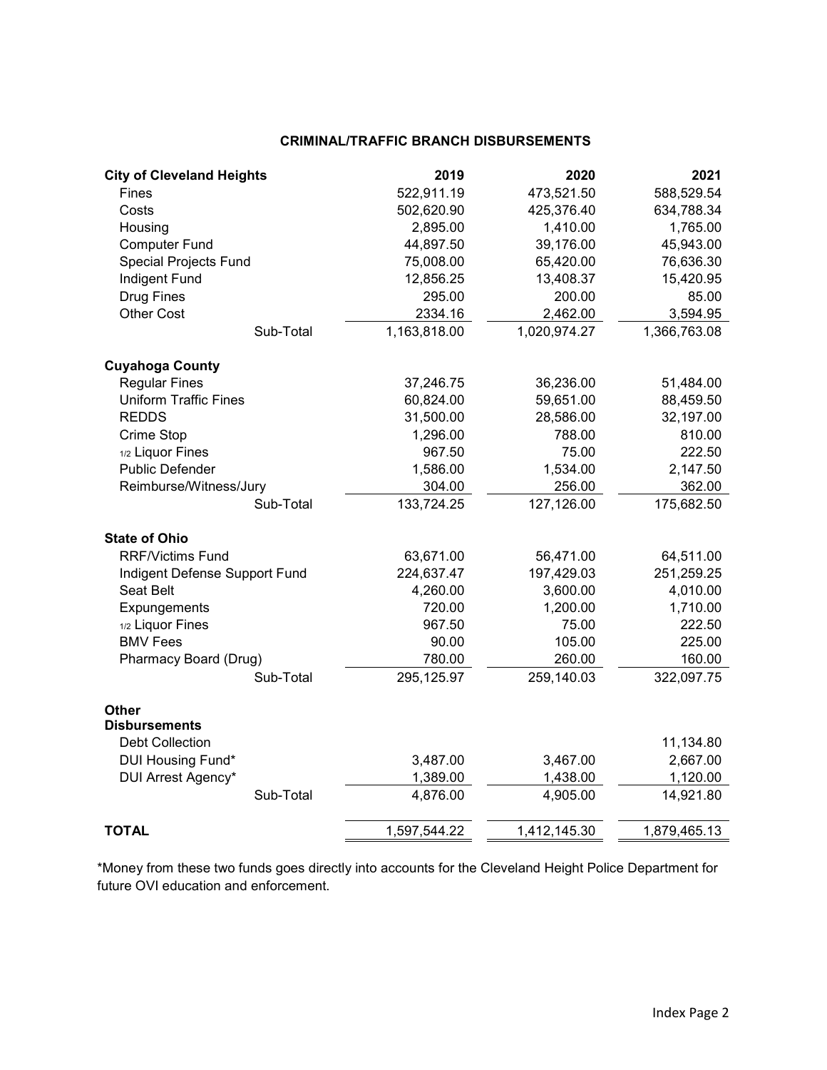## CRIMINAL/TRAFFIC BRANCH DISBURSEMENTS

| City of Cleveland Heights | 2019 | 2020 | 2021 |
|---|---|---|---|
| Fines | 522,911.19 | 473,521.50 | 588,529.54 |
| Costs | 502,620.90 | 425,376.40 | 634,788.34 |
| Housing | 2,895.00 | 1,410.00 | 1,765.00 |
| Computer Fund | 44,897.50 | 39,176.00 | 45,943.00 |
| Special Projects Fund | 75,008.00 | 65,420.00 | 76,636.30 |
| Indigent Fund | 12,856.25 | 13,408.37 | 15,420.95 |
| Drug Fines | 295.00 | 200.00 | 85.00 |
| Other Cost | 2334.16 | 2,462.00 | 3,594.95 |
| Sub-Total | 1,163,818.00 | 1,020,974.27 | 1,366,763.08 |
| **Cuyahoga County** | | | |
| Regular Fines | 37,246.75 | 36,236.00 | 51,484.00 |
| Uniform Traffic Fines | 60,824.00 | 59,651.00 | 88,459.50 |
| REDDS | 31,500.00 | 28,586.00 | 32,197.00 |
| Crime Stop | 1,296.00 | 788.00 | 810.00 |
| 1/2 Liquor Fines | 967.50 | 75.00 | 222.50 |
| Public Defender | 1,586.00 | 1,534.00 | 2,147.50 |
| Reimburse/Witness/Jury | 304.00 | 256.00 | 362.00 |
| Sub-Total | 133,724.25 | 127,126.00 | 175,682.50 |
| **State of Ohio** | | | |
| RRF/Victims Fund | 63,671.00 | 56,471.00 | 64,511.00 |
| Indigent Defense Support Fund | 224,637.47 | 197,429.03 | 251,259.25 |
| Seat Belt | 4,260.00 | 3,600.00 | 4,010.00 |
| Expungements | 720.00 | 1,200.00 | 1,710.00 |
| 1/2 Liquor Fines | 967.50 | 75.00 | 222.50 |
| BMV Fees | 90.00 | 105.00 | 225.00 |
| Pharmacy Board (Drug) | 780.00 | 260.00 | 160.00 |
| Sub-Total | 295,125.97 | 259,140.03 | 322,097.75 |
| **Other Disbursements** | | | |
| Debt Collection | | | 11,134.80 |
| DUI Housing Fund* | 3,487.00 | 3,467.00 | 2,667.00 |
| DUI Arrest Agency* | 1,389.00 | 1,438.00 | 1,120.00 |
| Sub-Total | 4,876.00 | 4,905.00 | 14,921.80 |
| **TOTAL** | 1,597,544.22 | 1,412,145.30 | 1,879,465.13 |

*Money from these two funds goes directly into accounts for the Cleveland Height Police Department for future OVI education and enforcement.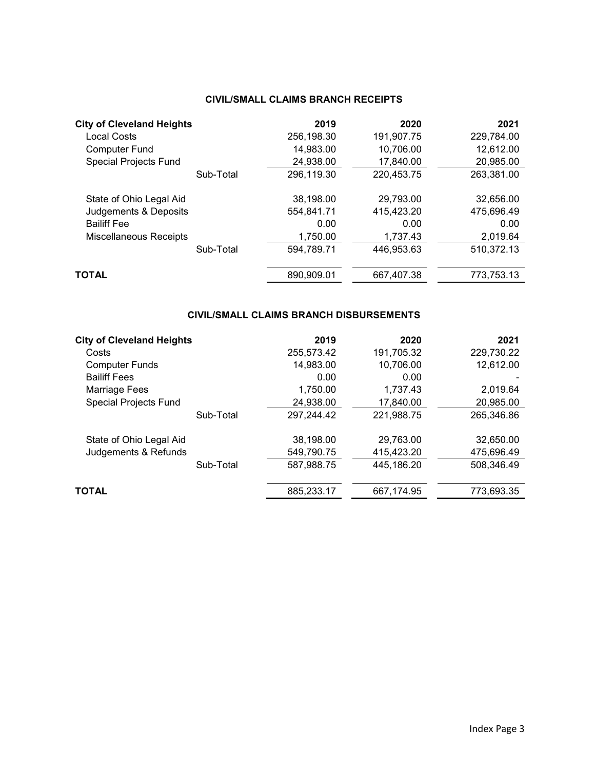## CIVIL/SMALL CLAIMS BRANCH RECEIPTS

| City of Cleveland Heights | | 2019 | 2020 | 2021 |
|---|---|---|---|---|
| Local Costs | | 256,198.30 | 191,907.75 | 229,784.00 |
| Computer Fund | | 14,983.00 | 10,706.00 | 12,612.00 |
| Special Projects Fund | | 24,938.00 | 17,840.00 | 20,985.00 |
| | Sub-Total | 296,119.30 | 220,453.75 | 263,381.00 |
| State of Ohio Legal Aid | | 38,198.00 | 29,793.00 | 32,656.00 |
| Judgements & Deposits | | 554,841.71 | 415,423.20 | 475,696.49 |
| Bailiff Fee | | 0.00 | 0.00 | 0.00 |
| Miscellaneous Receipts | | 1,750.00 | 1,737.43 | 2,019.64 |
| | Sub-Total | 594,789.71 | 446,953.63 | 510,372.13 |
| **TOTAL** | | 890,909.01 | 667,407.38 | 773,753.13 |

## CIVIL/SMALL CLAIMS BRANCH DISBURSEMENTS

| City of Cleveland Heights | | 2019 | 2020 | 2021 |
|---|---|---|---|---|
| Costs | | 255,573.42 | 191,705.32 | 229,730.22 |
| Computer Funds | | 14,983.00 | 10,706.00 | 12,612.00 |
| Bailiff Fees | | 0.00 | 0.00 | - |
| Marriage Fees | | 1,750.00 | 1,737.43 | 2,019.64 |
| Special Projects Fund | | 24,938.00 | 17,840.00 | 20,985.00 |
| | Sub-Total | 297,244.42 | 221,988.75 | 265,346.86 |
| State of Ohio Legal Aid | | 38,198.00 | 29,763.00 | 32,650.00 |
| Judgements & Refunds | | 549,790.75 | 415,423.20 | 475,696.49 |
| | Sub-Total | 587,988.75 | 445,186.20 | 508,346.49 |
| **TOTAL** | | 885,233.17 | 667,174.95 | 773,693.35 |

Index Page 3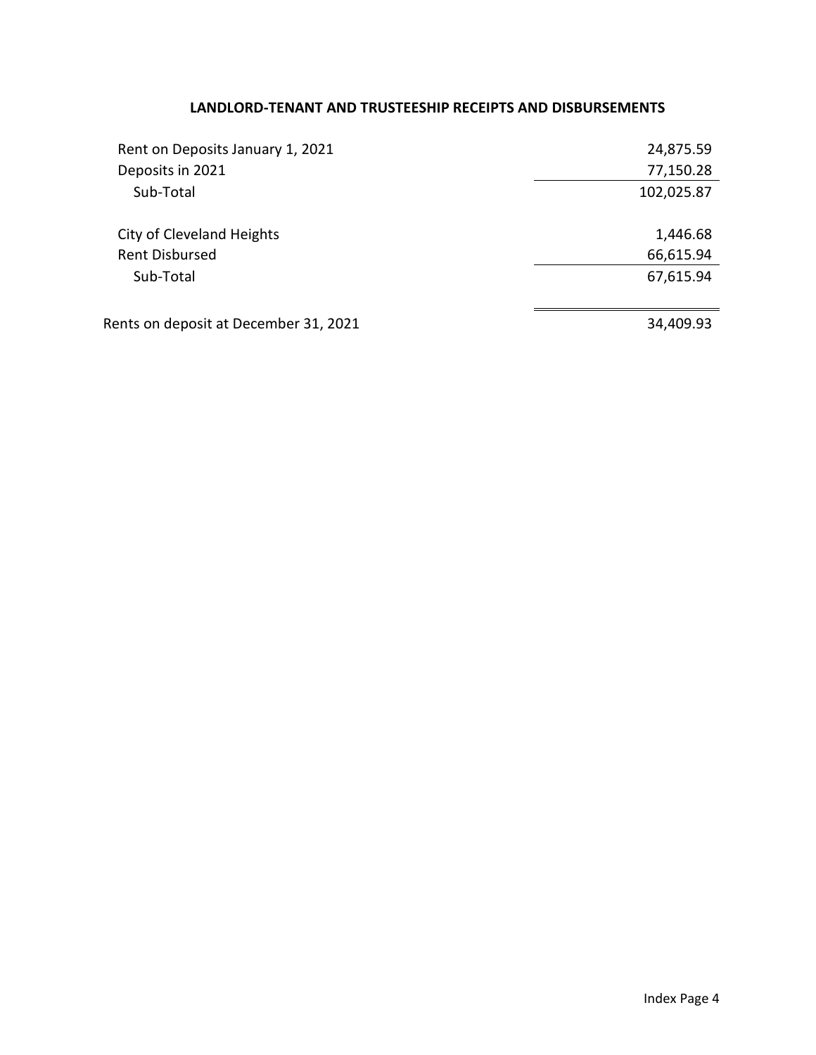## LANDLORD-TENANT AND TRUSTEESHIP RECEIPTS AND DISBURSEMENTS

| | |
|---|---:|
| Rent on Deposits January 1, 2021 | 24,875.59 |
| Deposits in 2021 | 77,150.28 |
| Sub-Total | 102,025.87 |
| | |
| City of Cleveland Heights | 1,446.68 |
| Rent Disbursed | 66,615.94 |
| Sub-Total | 67,615.94 |
| | |
| Rents on deposit at December 31, 2021 | 34,409.93 |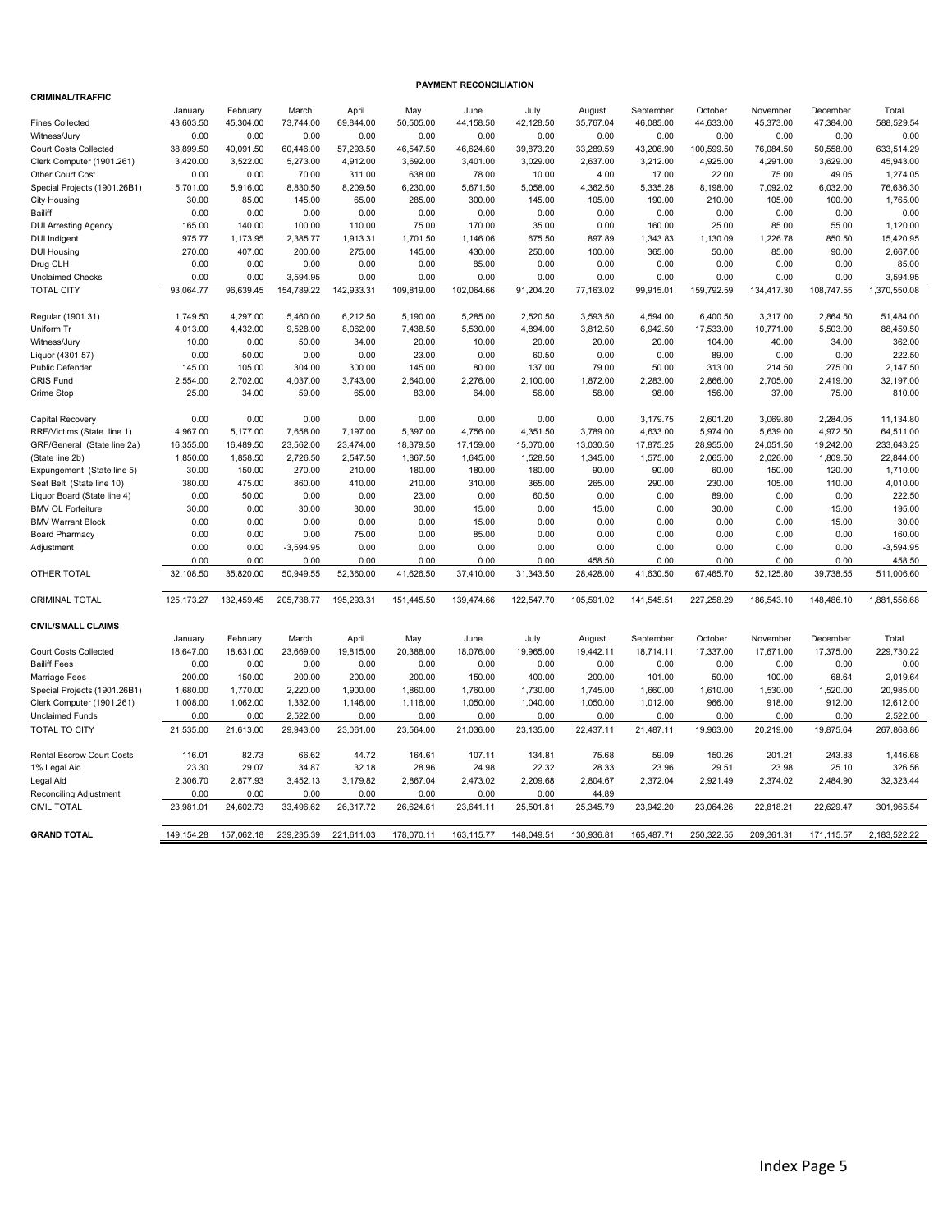## PAYMENT RECONCILIATION

### CRIMINAL/TRAFFIC

| | January | February | March | April | May | June | July | August | September | October | November | December | Total |
|---|---|---|---|---|---|---|---|---|---|---|---|---|---|
| Fines Collected | 43,603.50 | 45,304.00 | 73,744.00 | 69,844.00 | 50,505.00 | 44,158.50 | 42,128.50 | 35,767.04 | 46,085.00 | 44,633.00 | 45,373.00 | 47,384.00 | 588,529.54 |
| Witness/Jury | 0.00 | 0.00 | 0.00 | 0.00 | 0.00 | 0.00 | 0.00 | 0.00 | 0.00 | 0.00 | 0.00 | 0.00 | 0.00 |
| Court Costs Collected | 38,899.50 | 40,091.50 | 60,446.00 | 57,293.50 | 46,547.50 | 46,624.60 | 39,873.20 | 33,289.59 | 43,206.90 | 100,599.50 | 76,084.50 | 50,558.00 | 633,514.29 |
| Clerk Computer (1901.261) | 3,420.00 | 3,522.00 | 5,273.00 | 4,912.00 | 3,692.00 | 3,401.00 | 3,029.00 | 2,637.00 | 3,212.00 | 4,925.00 | 4,291.00 | 3,629.00 | 45,943.00 |
| Other Court Cost | 0.00 | 0.00 | 70.00 | 311.00 | 638.00 | 78.00 | 10.00 | 4.00 | 17.00 | 22.00 | 75.00 | 49.05 | 1,274.05 |
| Special Projects (1901.26B1) | 5,701.00 | 5,916.00 | 8,830.50 | 8,209.50 | 6,230.00 | 5,671.50 | 5,058.00 | 4,362.50 | 5,335.28 | 8,198.00 | 7,092.02 | 6,032.00 | 76,636.30 |
| City Housing | 30.00 | 85.00 | 145.00 | 65.00 | 285.00 | 300.00 | 145.00 | 105.00 | 190.00 | 210.00 | 105.00 | 100.00 | 1,765.00 |
| Bailiff | 0.00 | 0.00 | 0.00 | 0.00 | 0.00 | 0.00 | 0.00 | 0.00 | 0.00 | 0.00 | 0.00 | 0.00 | 0.00 |
| DUI Arresting Agency | 165.00 | 140.00 | 100.00 | 110.00 | 75.00 | 170.00 | 35.00 | 0.00 | 160.00 | 25.00 | 85.00 | 55.00 | 1,120.00 |
| DUI Indigent | 975.77 | 1,173.95 | 2,385.77 | 1,913.31 | 1,701.50 | 1,146.06 | 675.50 | 897.89 | 1,343.83 | 1,130.09 | 1,226.78 | 850.50 | 15,420.95 |
| DUI Housing | 270.00 | 407.00 | 200.00 | 275.00 | 145.00 | 430.00 | 250.00 | 100.00 | 365.00 | 50.00 | 85.00 | 90.00 | 2,667.00 |
| Drug CLH | 0.00 | 0.00 | 0.00 | 0.00 | 0.00 | 85.00 | 0.00 | 0.00 | 0.00 | 0.00 | 0.00 | 0.00 | 85.00 |
| Unclaimed Checks | 0.00 | 0.00 | 3,594.95 | 0.00 | 0.00 | 0.00 | 0.00 | 0.00 | 0.00 | 0.00 | 0.00 | 0.00 | 3,594.95 |
| TOTAL CITY | 93,064.77 | 96,639.45 | 154,789.22 | 142,933.31 | 109,819.00 | 102,064.66 | 91,204.20 | 77,163.02 | 99,915.01 | 159,792.59 | 134,417.30 | 108,747.55 | 1,370,550.08 |
| | | | | | | | | | | | | | |
| Regular (1901.31) | 1,749.50 | 4,297.00 | 5,460.00 | 6,212.50 | 5,190.00 | 5,285.00 | 2,520.50 | 3,593.50 | 4,594.00 | 6,400.50 | 3,317.00 | 2,864.50 | 51,484.00 |
| Uniform Tr | 4,013.00 | 4,432.00 | 9,528.00 | 8,062.00 | 7,438.50 | 5,530.00 | 4,894.00 | 3,812.50 | 6,942.50 | 17,533.00 | 10,771.00 | 5,503.00 | 88,459.50 |
| Witness/Jury | 10.00 | 0.00 | 50.00 | 34.00 | 20.00 | 10.00 | 20.00 | 20.00 | 20.00 | 104.00 | 40.00 | 34.00 | 362.00 |
| Liquor (4301.57) | 0.00 | 50.00 | 0.00 | 0.00 | 23.00 | 0.00 | 60.50 | 0.00 | 0.00 | 89.00 | 0.00 | 0.00 | 222.50 |
| Public Defender | 145.00 | 105.00 | 304.00 | 300.00 | 145.00 | 80.00 | 137.00 | 79.00 | 50.00 | 313.00 | 214.50 | 275.00 | 2,147.50 |
| CRIS Fund | 2,554.00 | 2,702.00 | 4,037.00 | 3,743.00 | 2,640.00 | 2,276.00 | 2,100.00 | 1,872.00 | 2,283.00 | 2,866.00 | 2,705.00 | 2,419.00 | 32,197.00 |
| Crime Stop | 25.00 | 34.00 | 59.00 | 65.00 | 83.00 | 64.00 | 56.00 | 58.00 | 98.00 | 156.00 | 37.00 | 75.00 | 810.00 |
| | | | | | | | | | | | | | |
| Capital Recovery | 0.00 | 0.00 | 0.00 | 0.00 | 0.00 | 0.00 | 0.00 | 0.00 | 3,179.75 | 2,601.20 | 3,069.80 | 2,284.05 | 11,134.80 |
| RRF/Victims (State line 1) | 4,967.00 | 5,177.00 | 7,658.00 | 7,197.00 | 5,397.00 | 4,756.00 | 4,351.50 | 3,789.00 | 4,633.00 | 5,974.00 | 5,639.00 | 4,972.50 | 64,511.00 |
| GRF/General (State line 2a) | 16,355.00 | 16,489.50 | 23,562.00 | 23,474.00 | 18,379.50 | 17,159.00 | 15,070.00 | 13,030.50 | 17,875.25 | 28,955.00 | 24,051.50 | 19,242.00 | 233,643.25 |
| (State line 2b) | 1,850.00 | 1,858.50 | 2,726.50 | 2,547.50 | 1,867.50 | 1,645.00 | 1,528.50 | 1,345.00 | 1,575.00 | 2,065.00 | 2,026.00 | 1,809.50 | 22,844.00 |
| Expungement (State line 5) | 30.00 | 150.00 | 270.00 | 210.00 | 180.00 | 180.00 | 180.00 | 90.00 | 90.00 | 60.00 | 150.00 | 120.00 | 1,710.00 |
| Seat Belt (State line 10) | 380.00 | 475.00 | 860.00 | 410.00 | 210.00 | 310.00 | 365.00 | 265.00 | 290.00 | 230.00 | 105.00 | 110.00 | 4,010.00 |
| Liquor Board (State line 4) | 0.00 | 50.00 | 0.00 | 0.00 | 23.00 | 0.00 | 60.50 | 0.00 | 0.00 | 89.00 | 0.00 | 0.00 | 222.50 |
| BMV OL Forfeiture | 30.00 | 0.00 | 30.00 | 30.00 | 30.00 | 15.00 | 0.00 | 15.00 | 0.00 | 30.00 | 0.00 | 15.00 | 195.00 |
| BMV Warrant Block | 0.00 | 0.00 | 0.00 | 0.00 | 0.00 | 15.00 | 0.00 | 0.00 | 0.00 | 0.00 | 0.00 | 15.00 | 30.00 |
| Board Pharmacy | 0.00 | 0.00 | 0.00 | 75.00 | 0.00 | 85.00 | 0.00 | 0.00 | 0.00 | 0.00 | 0.00 | 0.00 | 160.00 |
| Adjustment | 0.00 | 0.00 | -3,594.95 | 0.00 | 0.00 | 0.00 | 0.00 | 0.00 | 0.00 | 0.00 | 0.00 | 0.00 | -3,594.95 |
| | 0.00 | 0.00 | 0.00 | 0.00 | 0.00 | 0.00 | 0.00 | 458.50 | 0.00 | 0.00 | 0.00 | 0.00 | 458.50 |
| OTHER TOTAL | 32,108.50 | 35,820.00 | 50,949.55 | 52,360.00 | 41,626.50 | 37,410.00 | 31,343.50 | 28,428.00 | 41,630.50 | 67,465.70 | 52,125.80 | 39,738.55 | 511,006.60 |
| | | | | | | | | | | | | | |
| CRIMINAL TOTAL | 125,173.27 | 132,459.45 | 205,738.77 | 195,293.31 | 151,445.50 | 139,474.66 | 122,547.70 | 105,591.02 | 141,545.51 | 227,258.29 | 186,543.10 | 148,486.10 | 1,881,556.68 |

### CIVIL/SMALL CLAIMS

| | January | February | March | April | May | June | July | August | September | October | November | December | Total |
|---|---|---|---|---|---|---|---|---|---|---|---|---|---|
| Court Costs Collected | 18,647.00 | 18,631.00 | 23,669.00 | 19,815.00 | 20,388.00 | 18,076.00 | 19,965.00 | 19,442.11 | 18,714.11 | 17,337.00 | 17,671.00 | 17,375.00 | 229,730.22 |
| Bailiff Fees | 0.00 | 0.00 | 0.00 | 0.00 | 0.00 | 0.00 | 0.00 | 0.00 | 0.00 | 0.00 | 0.00 | 0.00 | 0.00 |
| Marriage Fees | 200.00 | 150.00 | 200.00 | 200.00 | 200.00 | 150.00 | 400.00 | 200.00 | 101.00 | 50.00 | 100.00 | 68.64 | 2,019.64 |
| Special Projects (1901.26B1) | 1,680.00 | 1,770.00 | 2,220.00 | 1,900.00 | 1,860.00 | 1,760.00 | 1,730.00 | 1,745.00 | 1,660.00 | 1,610.00 | 1,530.00 | 1,520.00 | 20,985.00 |
| Clerk Computer (1901.261) | 1,008.00 | 1,062.00 | 1,332.00 | 1,146.00 | 1,116.00 | 1,050.00 | 1,040.00 | 1,050.00 | 1,012.00 | 966.00 | 918.00 | 912.00 | 12,612.00 |
| Unclaimed Funds | 0.00 | 0.00 | 2,522.00 | 0.00 | 0.00 | 0.00 | 0.00 | 0.00 | 0.00 | 0.00 | 0.00 | 0.00 | 2,522.00 |
| TOTAL TO CITY | 21,535.00 | 21,613.00 | 29,943.00 | 23,061.00 | 23,564.00 | 21,036.00 | 23,135.00 | 22,437.11 | 21,487.11 | 19,963.00 | 20,219.00 | 19,875.64 | 267,868.86 |
| | | | | | | | | | | | | | |
| Rental Escrow Court Costs | 116.01 | 82.73 | 66.62 | 44.72 | 164.61 | 107.11 | 134.81 | 75.68 | 59.09 | 150.26 | 201.21 | 243.83 | 1,446.68 |
| 1% Legal Aid | 23.30 | 29.07 | 34.87 | 32.18 | 28.96 | 24.98 | 22.32 | 28.33 | 23.96 | 29.51 | 23.98 | 25.10 | 326.56 |
| Legal Aid | 2,306.70 | 2,877.93 | 3,452.13 | 3,179.82 | 2,867.04 | 2,473.02 | 2,209.68 | 2,804.67 | 2,372.04 | 2,921.49 | 2,374.02 | 2,484.90 | 32,323.44 |
| Reconciling Adjustment | 0.00 | 0.00 | 0.00 | 0.00 | 0.00 | 0.00 | 0.00 | 44.89 | | | | | |
| CIVIL TOTAL | 23,981.01 | 24,602.73 | 33,496.62 | 26,317.72 | 26,624.61 | 23,641.11 | 25,501.81 | 25,345.79 | 23,942.20 | 23,064.26 | 22,818.21 | 22,629.47 | 301,965.54 |
| | | | | | | | | | | | | | |
| **GRAND TOTAL** | 149,154.28 | 157,062.18 | 239,235.39 | 221,611.03 | 178,070.11 | 163,115.77 | 148,049.51 | 130,936.81 | 165,487.71 | 250,322.55 | 209,361.31 | 171,115.57 | 2,183,522.22 |

Index Page 5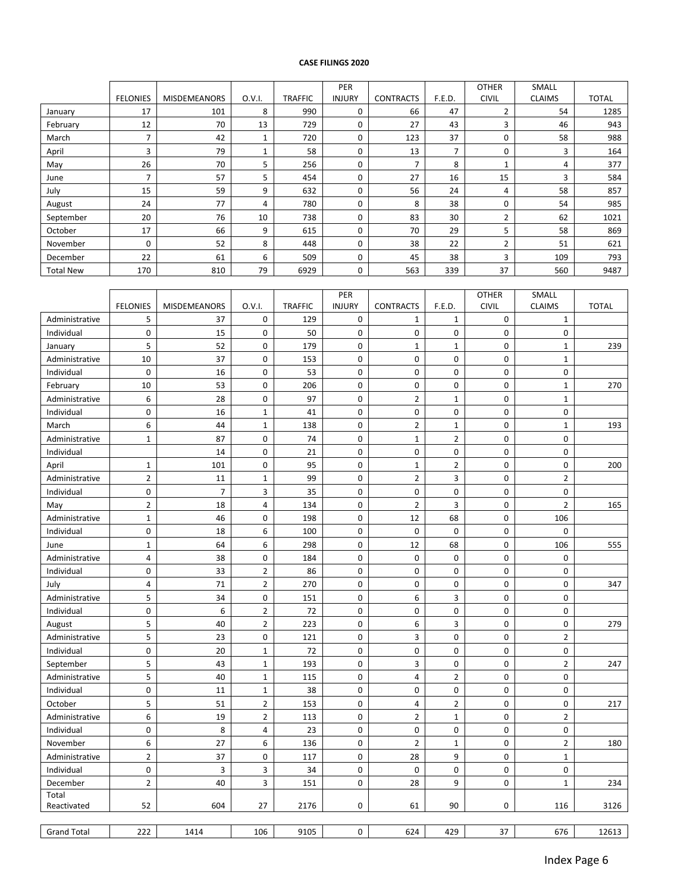**CASE FILINGS 2020**

| | FELONIES | MISDEMEANORS | O.V.I. | TRAFFIC | PER INJURY | CONTRACTS | F.E.D. | OTHER CIVIL | SMALL CLAIMS | TOTAL |
|---|---|---|---|---|---|---|---|---|---|---|
| January | 17 | 101 | 8 | 990 | 0 | 66 | 47 | 2 | 54 | 1285 |
| February | 12 | 70 | 13 | 729 | 0 | 27 | 43 | 3 | 46 | 943 |
| March | 7 | 42 | 1 | 720 | 0 | 123 | 37 | 0 | 58 | 988 |
| April | 3 | 79 | 1 | 58 | 0 | 13 | 7 | 0 | 3 | 164 |
| May | 26 | 70 | 5 | 256 | 0 | 7 | 8 | 1 | 4 | 377 |
| June | 7 | 57 | 5 | 454 | 0 | 27 | 16 | 15 | 3 | 584 |
| July | 15 | 59 | 9 | 632 | 0 | 56 | 24 | 4 | 58 | 857 |
| August | 24 | 77 | 4 | 780 | 0 | 8 | 38 | 0 | 54 | 985 |
| September | 20 | 76 | 10 | 738 | 0 | 83 | 30 | 2 | 62 | 1021 |
| October | 17 | 66 | 9 | 615 | 0 | 70 | 29 | 5 | 58 | 869 |
| November | 0 | 52 | 8 | 448 | 0 | 38 | 22 | 2 | 51 | 621 |
| December | 22 | 61 | 6 | 509 | 0 | 45 | 38 | 3 | 109 | 793 |
| Total New | 170 | 810 | 79 | 6929 | 0 | 563 | 339 | 37 | 560 | 9487 |

| | FELONIES | MISDEMEANORS | O.V.I. | TRAFFIC | PER INJURY | CONTRACTS | F.E.D. | OTHER CIVIL | SMALL CLAIMS | TOTAL |
|---|---|---|---|---|---|---|---|---|---|---|
| Administrative | 5 | 37 | 0 | 129 | 0 | 1 | 1 | 0 | 1 | |
| Individual | 0 | 15 | 0 | 50 | 0 | 0 | 0 | 0 | 0 | |
| January | 5 | 52 | 0 | 179 | 0 | 1 | 1 | 0 | 1 | 239 |
| Administrative | 10 | 37 | 0 | 153 | 0 | 0 | 0 | 0 | 1 | |
| Individual | 0 | 16 | 0 | 53 | 0 | 0 | 0 | 0 | 0 | |
| February | 10 | 53 | 0 | 206 | 0 | 0 | 0 | 0 | 1 | 270 |
| Administrative | 6 | 28 | 0 | 97 | 0 | 2 | 1 | 0 | 1 | |
| Individual | 0 | 16 | 1 | 41 | 0 | 0 | 0 | 0 | 0 | |
| March | 6 | 44 | 1 | 138 | 0 | 2 | 1 | 0 | 1 | 193 |
| Administrative | 1 | 87 | 0 | 74 | 0 | 1 | 2 | 0 | 0 | |
| Individual | | 14 | 0 | 21 | 0 | 0 | 0 | 0 | 0 | |
| April | 1 | 101 | 0 | 95 | 0 | 1 | 2 | 0 | 0 | 200 |
| Administrative | 2 | 11 | 1 | 99 | 0 | 2 | 3 | 0 | 2 | |
| Individual | 0 | 7 | 3 | 35 | 0 | 0 | 0 | 0 | 0 | |
| May | 2 | 18 | 4 | 134 | 0 | 2 | 3 | 0 | 2 | 165 |
| Administrative | 1 | 46 | 0 | 198 | 0 | 12 | 68 | 0 | 106 | |
| Individual | 0 | 18 | 6 | 100 | 0 | 0 | 0 | 0 | 0 | |
| June | 1 | 64 | 6 | 298 | 0 | 12 | 68 | 0 | 106 | 555 |
| Administrative | 4 | 38 | 0 | 184 | 0 | 0 | 0 | 0 | 0 | |
| Individual | 0 | 33 | 2 | 86 | 0 | 0 | 0 | 0 | 0 | |
| July | 4 | 71 | 2 | 270 | 0 | 0 | 0 | 0 | 0 | 347 |
| Administrative | 5 | 34 | 0 | 151 | 0 | 6 | 3 | 0 | 0 | |
| Individual | 0 | 6 | 2 | 72 | 0 | 0 | 0 | 0 | 0 | |
| August | 5 | 40 | 2 | 223 | 0 | 6 | 3 | 0 | 0 | 279 |
| Administrative | 5 | 23 | 0 | 121 | 0 | 3 | 0 | 0 | 2 | |
| Individual | 0 | 20 | 1 | 72 | 0 | 0 | 0 | 0 | 0 | |
| September | 5 | 43 | 1 | 193 | 0 | 3 | 0 | 0 | 2 | 247 |
| Administrative | 5 | 40 | 1 | 115 | 0 | 4 | 2 | 0 | 0 | |
| Individual | 0 | 11 | 1 | 38 | 0 | 0 | 0 | 0 | 0 | |
| October | 5 | 51 | 2 | 153 | 0 | 4 | 2 | 0 | 0 | 217 |
| Administrative | 6 | 19 | 2 | 113 | 0 | 2 | 1 | 0 | 2 | |
| Individual | 0 | 8 | 4 | 23 | 0 | 0 | 0 | 0 | 0 | |
| November | 6 | 27 | 6 | 136 | 0 | 2 | 1 | 0 | 2 | 180 |
| Administrative | 2 | 37 | 0 | 117 | 0 | 28 | 9 | 0 | 1 | |
| Individual | 0 | 3 | 3 | 34 | 0 | 0 | 0 | 0 | 0 | |
| December | 2 | 40 | 3 | 151 | 0 | 28 | 9 | 0 | 1 | 234 |
| Total Reactivated | 52 | 604 | 27 | 2176 | 0 | 61 | 90 | 0 | 116 | 3126 |

| Grand Total | 222 | 1414 | 106 | 9105 | 0 | 624 | 429 | 37 | 676 | 12613 |
|---|---|---|---|---|---|---|---|---|---|---|

Index Page 6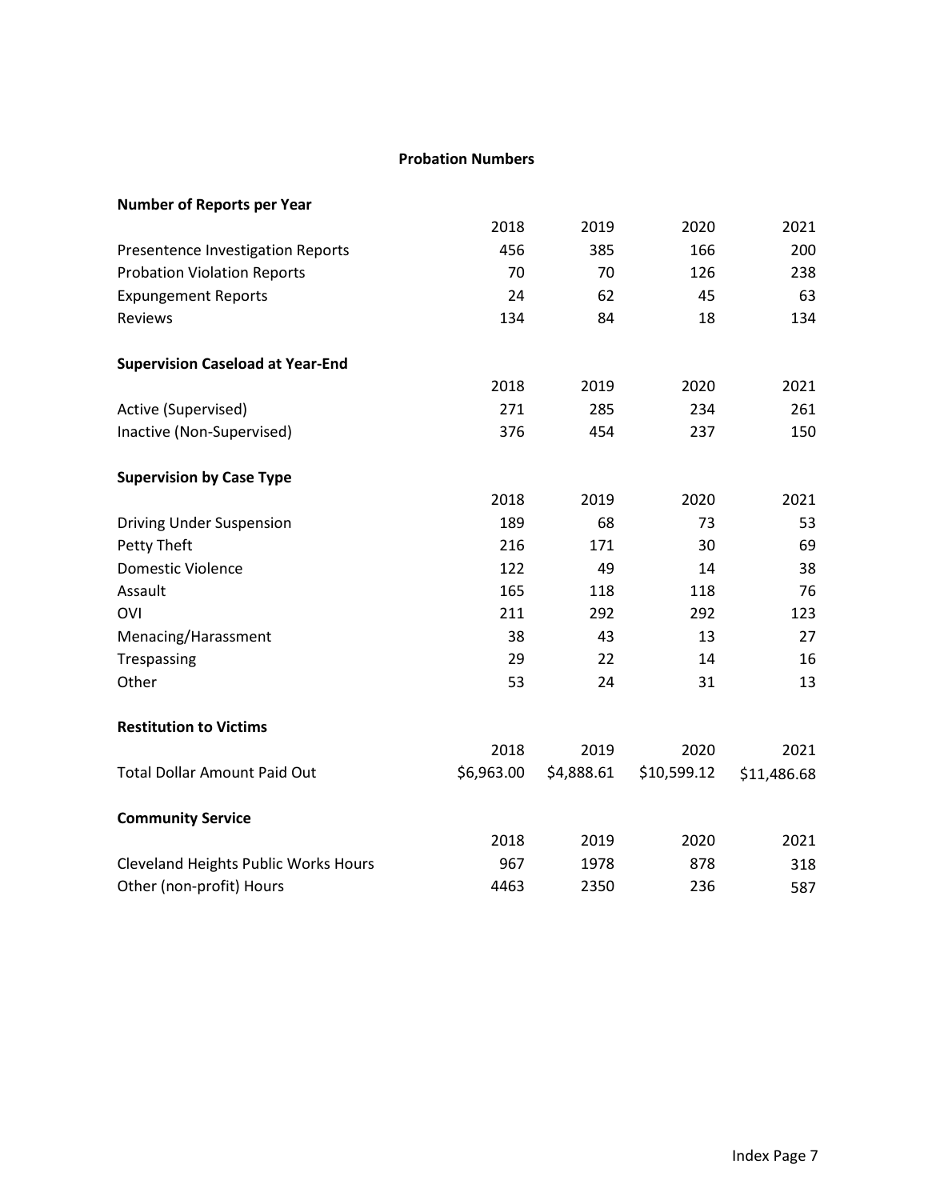# Probation Numbers

## Number of Reports per Year

| | 2018 | 2019 | 2020 | 2021 |
|---|---|---|---|---|
| Presentence Investigation Reports | 456 | 385 | 166 | 200 |
| Probation Violation Reports | 70 | 70 | 126 | 238 |
| Expungement Reports | 24 | 62 | 45 | 63 |
| Reviews | 134 | 84 | 18 | 134 |

## Supervision Caseload at Year-End

| | 2018 | 2019 | 2020 | 2021 |
|---|---|---|---|---|
| Active (Supervised) | 271 | 285 | 234 | 261 |
| Inactive (Non-Supervised) | 376 | 454 | 237 | 150 |

## Supervision by Case Type

| | 2018 | 2019 | 2020 | 2021 |
|---|---|---|---|---|
| Driving Under Suspension | 189 | 68 | 73 | 53 |
| Petty Theft | 216 | 171 | 30 | 69 |
| Domestic Violence | 122 | 49 | 14 | 38 |
| Assault | 165 | 118 | 118 | 76 |
| OVI | 211 | 292 | 292 | 123 |
| Menacing/Harassment | 38 | 43 | 13 | 27 |
| Trespassing | 29 | 22 | 14 | 16 |
| Other | 53 | 24 | 31 | 13 |

## Restitution to Victims

| | 2018 | 2019 | 2020 | 2021 |
|---|---|---|---|---|
| Total Dollar Amount Paid Out | $6,963.00 | $4,888.61 | $10,599.12 | $11,486.68 |

## Community Service

| | 2018 | 2019 | 2020 | 2021 |
|---|---|---|---|---|
| Cleveland Heights Public Works Hours | 967 | 1978 | 878 | 318 |
| Other (non-profit) Hours | 4463 | 2350 | 236 | 587 |

Index Page 7